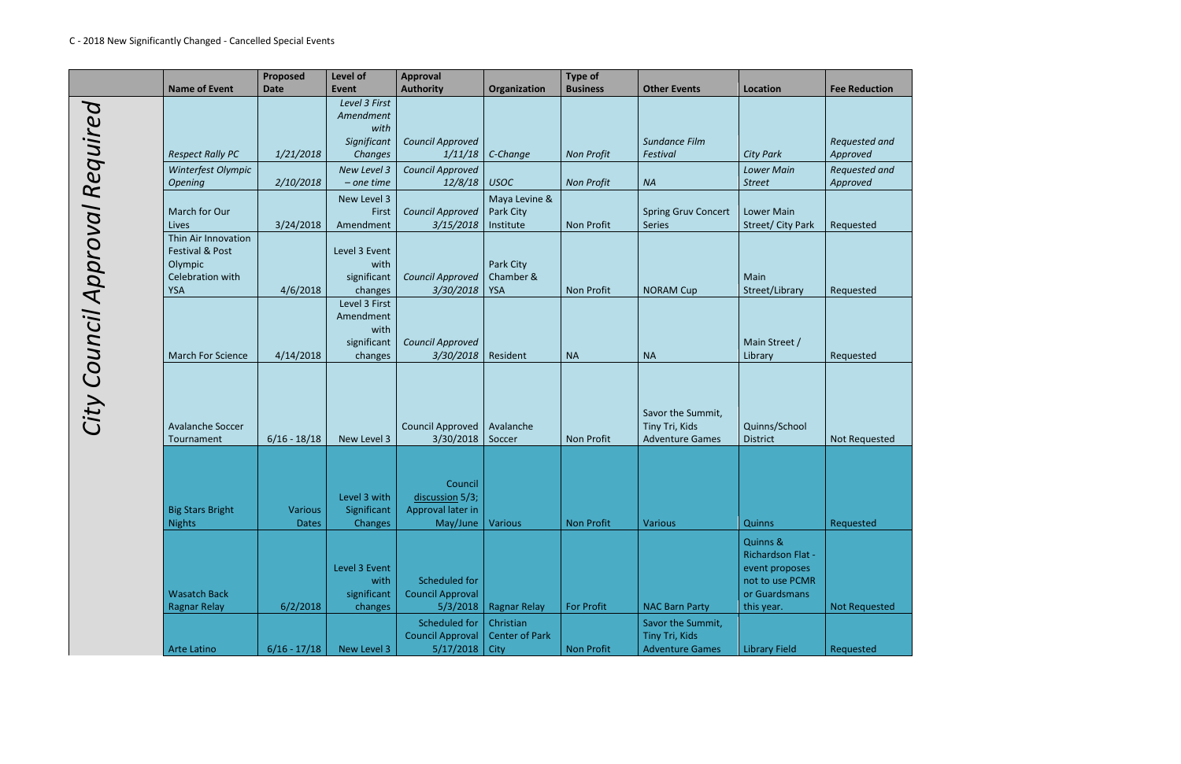C - 2018 New Significantly Changed - Cancelled Special Events

| | Name of Event | Proposed Date | Level of Event | Approval Authority | Organization | Type of Business | Other Events | Location | Fee Reduction |
|---|---|---|---|---|---|---|---|---|---|
| City Council Approval Required | *Respect Rally PC* | *1/21/2018* | *Level 3 First Amendment with Significant Changes* | *Council Approved 1/11/18* | *C-Change* | *Non Profit* | *Sundance Film Festival* | *City Park* | *Requested and Approved* |
| | *Winterfest Olympic Opening* | *2/10/2018* | *New Level 3 – one time* | *Council Approved 12/8/18* | *USOC* | *Non Profit* | *NA* | *Lower Main Street* | *Requested and Approved* |
| | March for Our Lives | 3/24/2018 | New Level 3 First Amendment | *Council Approved 3/15/2018* | Maya Levine & Park City Institute | Non Profit | Spring Gruv Concert Series | Lower Main Street/ City Park | Requested |
| | Thin Air Innovation Festival & Post Olympic Celebration with YSA | 4/6/2018 | Level 3 Event with significant changes | *Council Approved 3/30/2018* | Park City Chamber & YSA | Non Profit | NORAM Cup | Main Street/Library | Requested |
| | March For Science | 4/14/2018 | Level 3 First Amendment with significant changes | *Council Approved 3/30/2018* | Resident | NA | NA | Main Street / Library | Requested |
| | Avalanche Soccer Tournament | 6/16 - 18/18 | New Level 3 | Council Approved 3/30/2018 | Avalanche Soccer | Non Profit | Savor the Summit, Tiny Tri, Kids Adventure Games | Quinns/School District | Not Requested |
| | Big Stars Bright Nights | Various Dates | Level 3 with Significant Changes | Council discussion 5/3; Approval later in May/June | Various | Non Profit | Various | Quinns | Requested |
| | Wasatch Back Ragnar Relay | 6/2/2018 | Level 3 Event with significant changes | Scheduled for Council Approval 5/3/2018 | Ragnar Relay | For Profit | NAC Barn Party | Quinns & Richardson Flat - event proposes not to use PCMR or Guardsmans this year. | Not Requested |
| | Arte Latino | 6/16 - 17/18 | New Level 3 | Scheduled for Council Approval 5/17/2018 | Christian Center of Park City | Non Profit | Savor the Summit, Tiny Tri, Kids Adventure Games | Library Field | Requested |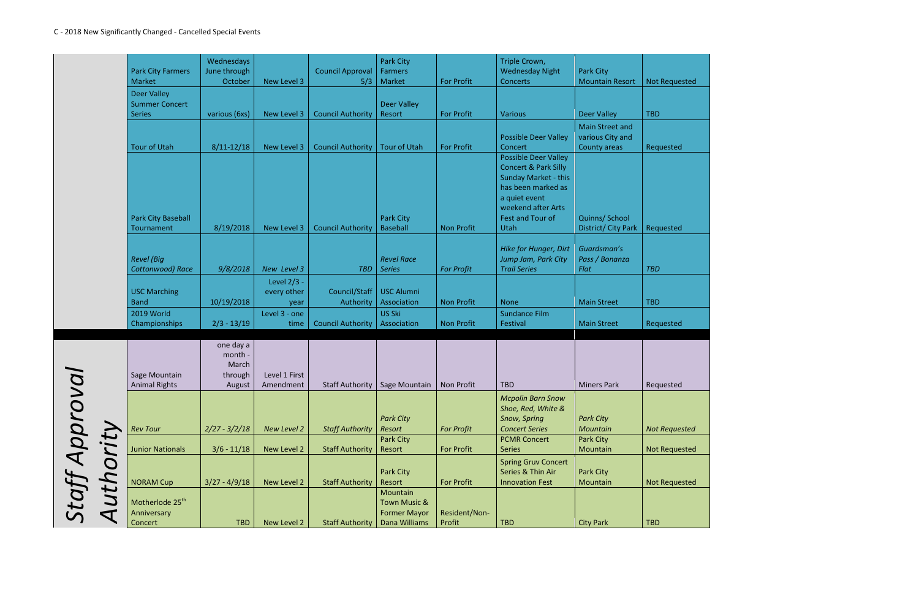C - 2018 New Significantly Changed - Cancelled Special Events

| | | | | | | | | | |
|---|---|---|---|---|---|---|---|---|---|
| | Park City Farmers Market | Wednesdays June through October | New Level 3 | Council Approval 5/3 | Park City Farmers Market | For Profit | Triple Crown, Wednesday Night Concerts | Park City Mountain Resort | Not Requested |
| | Deer Valley Summer Concert Series | various (6xs) | New Level 3 | Council Authority | Deer Valley Resort | For Profit | Various | Deer Valley | TBD |
| | Tour of Utah | 8/11-12/18 | New Level 3 | Council Authority | Tour of Utah | For Profit | Possible Deer Valley Concert | Main Street and various City and County areas | Requested |
| | Park City Baseball Tournament | 8/19/2018 | New Level 3 | Council Authority | Park City Baseball | Non Profit | Possible Deer Valley Concert & Park Silly Sunday Market - this has been marked as a quiet event weekend after Arts Fest and Tour of Utah | Quinns/ School District/ City Park | Requested |
| | *Revel (Big Cottonwood) Race* | *9/8/2018* | *New Level 3* | *TBD* | *Revel Race Series* | *For Profit* | *Hike for Hunger, Dirt Jump Jam, Park City Trail Series* | *Guardsman's Pass / Bonanza Flat* | *TBD* |
| | USC Marching Band | 10/19/2018 | Level 2/3 - every other year | Council/Staff Authority | USC Alumni Association | Non Profit | None | Main Street | TBD |
| | 2019 World Championships | 2/3 - 13/19 | Level 3 - one time | Council Authority | US Ski Association | Non Profit | Sundance Film Festival | Main Street | Requested |
| | | | | | | | | | |
| *Staff Approval Authority* | Sage Mountain Animal Rights | one day a month - March through August | Level 1 First Amendment | Staff Authority | Sage Mountain | Non Profit | TBD | Miners Park | Requested |
| | *Rev Tour* | *2/27 - 3/2/18* | *New Level 2* | *Staff Authority* | *Park City Resort* | *For Profit* | *Mcpolin Barn Snow Shoe, Red, White & Snow, Spring Concert Series* | *Park City Mountain* | *Not Requested* |
| | Junior Nationals | 3/6 - 11/18 | New Level 2 | Staff Authority | Park City Resort | For Profit | PCMR Concert Series | Park City Mountain | Not Requested |
| | NORAM Cup | 3/27 - 4/9/18 | New Level 2 | Staff Authority | Park City Resort | For Profit | Spring Gruv Concert Series & Thin Air Innovation Fest | Park City Mountain | Not Requested |
| | Motherlode 25th Anniversary Concert | TBD | New Level 2 | Staff Authority | Mountain Town Music & Former Mayor Dana Williams | Resident/Non-Profit | TBD | City Park | TBD |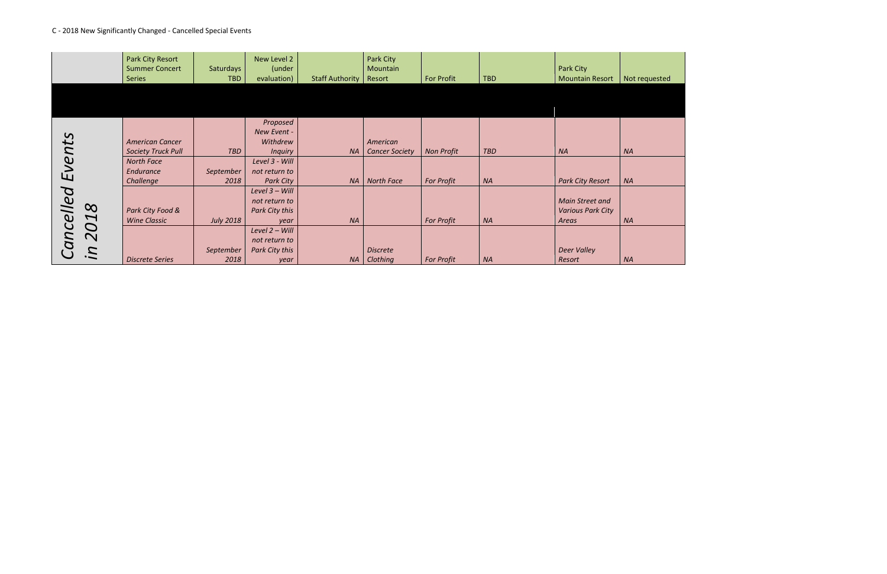C - 2018 New Significantly Changed - Cancelled Special Events

| | | | | | | | | | |
|---|---|---|---|---|---|---|---|---|---|
| | Park City Resort Summer Concert Series | Saturdays TBD | New Level 2 (under evaluation) | Staff Authority | Park City Mountain Resort | For Profit | TBD | Park City Mountain Resort | Not requested |
| | | | | | | | | | |
| *Cancelled Events in 2018* | *American Cancer Society Truck Pull* | *TBD* | *Proposed New Event - Withdrew Inquiry* | *NA* | *American Cancer Society* | *Non Profit* | *TBD* | *NA* | *NA* |
| | *North Face Endurance Challenge* | *September 2018* | *Level 3 - Will not return to Park City* | *NA* | *North Face* | *For Profit* | *NA* | *Park City Resort* | *NA* |
| | *Park City Food & Wine Classic* | *July 2018* | *Level 3 – Will not return to Park City this year* | *NA* | | *For Profit* | *NA* | *Main Street and Various Park City Areas* | *NA* |
| | *Discrete Series* | *September 2018* | *Level 2 – Will not return to Park City this year* | *NA* | *Discrete Clothing* | *For Profit* | *NA* | *Deer Valley Resort* | *NA* |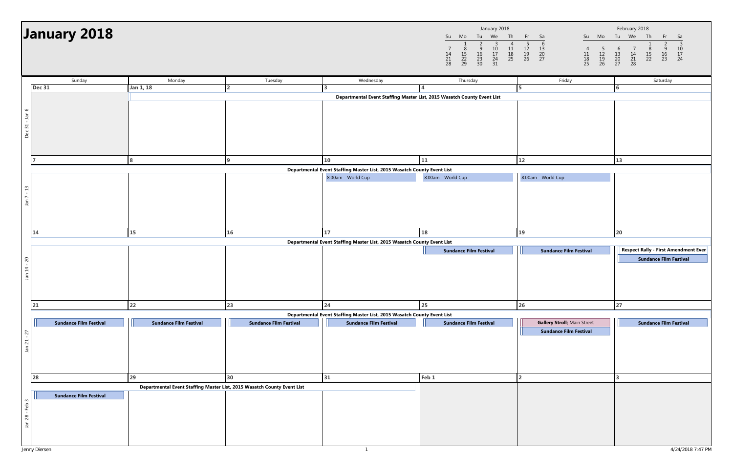# January 2018

| Week | Sunday | Monday | Tuesday | Wednesday | Thursday | Friday | Saturday |
|---|---|---|---|---|---|---|---|
| Dec 31 - Jan 6 | Dec 31 | Jan 1, 18<br>Departmental Event Staffing Master List, 2015 Wasatch County Event List | 2 | 3 | 4 | 5 | 6 |
| Jan 7 - 13 | 7<br>Departmental Event Staffing Master List, 2015 Wasatch County Event List | 8 | 9 | 10<br>8:00am World Cup | 11<br>8:00am World Cup | 12<br>8:00am World Cup | 13 |
| Jan 14 - 20 | 14<br>Departmental Event Staffing Master List, 2015 Wasatch County Event List | 15 | 16 | 17 | 18<br>**Sundance Film Festival** | 19<br>**Sundance Film Festival** | 20<br>**Respect Rally - First Amendment Even**<br>**Sundance Film Festival** |
| Jan 21 - 27 | 21<br>Departmental Event Staffing Master List, 2015 Wasatch County Event List<br>**Sundance Film Festival** | 22<br>**Sundance Film Festival** | 23<br>**Sundance Film Festival** | 24<br>**Sundance Film Festival** | 25<br>**Sundance Film Festival** | 26<br>**Gallery Stroll**; Main Street<br>**Sundance Film Festival** | 27<br>**Sundance Film Festival** |
| Jan 28 - Feb 3 | 28<br>Departmental Event Staffing Master List, 2015 Wasatch County Event List<br>**Sundance Film Festival** | 29 | 30 | 31 | Feb 1 | 2 | 3 |

Jenny Diersen

4/24/2018 7:47 PM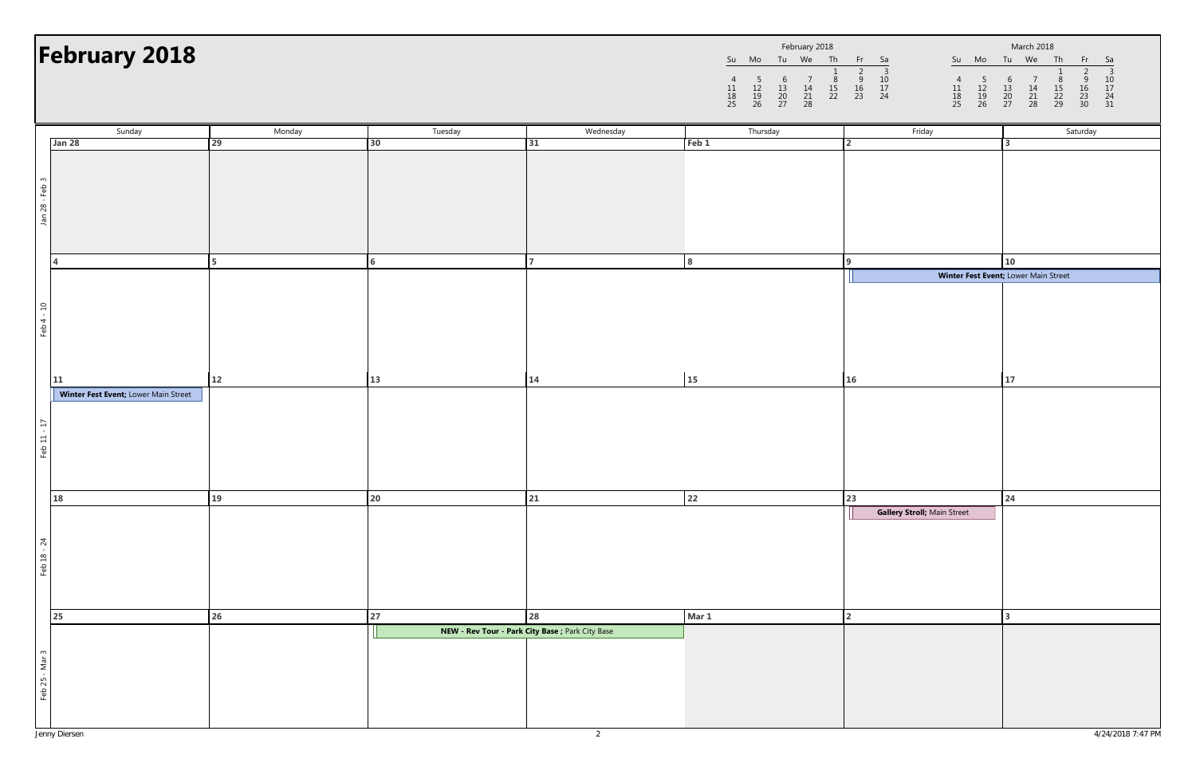# February 2018

**February 2018**

| Su | Mo | Tu | We | Th | Fr | Sa |
|---|---|---|---|---|---|---|
| | | | | 1 | 2 | 3 |
| 4 | 5 | 6 | 7 | 8 | 9 | 10 |
| 11 | 12 | 13 | 14 | 15 | 16 | 17 |
| 18 | 19 | 20 | 21 | 22 | 23 | 24 |
| 25 | 26 | 27 | 28 | | | |

**March 2018**

| Su | Mo | Tu | We | Th | Fr | Sa |
|---|---|---|---|---|---|---|
| | | | | 1 | 2 | 3 |
| 4 | 5 | 6 | 7 | 8 | 9 | 10 |
| 11 | 12 | 13 | 14 | 15 | 16 | 17 |
| 18 | 19 | 20 | 21 | 22 | 23 | 24 |
| 25 | 26 | 27 | 28 | 29 | 30 | 31 |

| Week | Sunday | Monday | Tuesday | Wednesday | Thursday | Friday | Saturday |
|---|---|---|---|---|---|---|---|
| Jan 28 - Feb 3 | Jan 28 | 29 | 30 | 31 | Feb 1 | 2 | 3 |
| Feb 4 - 10 | 4 | 5 | 6 | 7 | 8 | 9 **Winter Fest Event;** Lower Main Street | 10 **Winter Fest Event;** Lower Main Street |
| Feb 11 - 17 | 11 **Winter Fest Event;** Lower Main Street | 12 | 13 | 14 | 15 | 16 | 17 |
| Feb 18 - 24 | 18 | 19 | 20 | 21 | 22 | 23 **Gallery Stroll;** Main Street | 24 |
| Feb 25 - Mar 3 | 25 | 26 | 27 **NEW - Rev Tour - Park City Base ;** Park City Base | 28 **NEW - Rev Tour - Park City Base ;** Park City Base | Mar 1 | 2 | 3 |

Jenny Diersen

4/24/2018 7:47 PM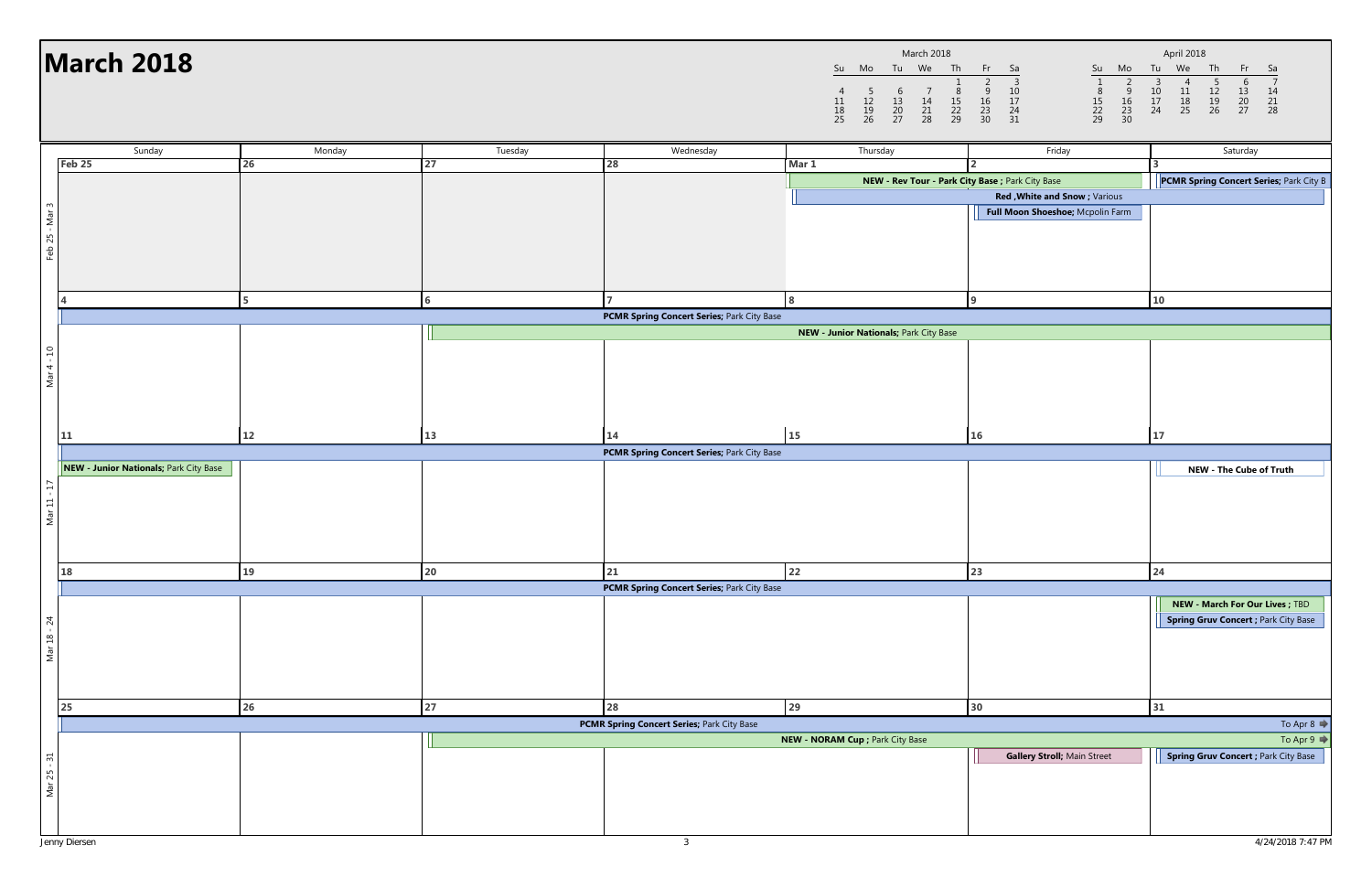# March 2018

| Su | Mo | Tu | We | Th | Fr | Sa |
|---|---|---|---|---|---|---|
| | | | | 1 | 2 | 3 |
| 4 | 5 | 6 | 7 | 8 | 9 | 10 |
| 11 | 12 | 13 | 14 | 15 | 16 | 17 |
| 18 | 19 | 20 | 21 | 22 | 23 | 24 |
| 25 | 26 | 27 | 28 | 29 | 30 | 31 |

April 2018

| Su | Mo | Tu | We | Th | Fr | Sa |
|---|---|---|---|---|---|---|
| 1 | 2 | 3 | 4 | 5 | 6 | 7 |
| 8 | 9 | 10 | 11 | 12 | 13 | 14 |
| 15 | 16 | 17 | 18 | 19 | 20 | 21 |
| 22 | 23 | 24 | 25 | 26 | 27 | 28 |
| 29 | 30 | | | | | |

| | Sunday | Monday | Tuesday | Wednesday | Thursday | Friday | Saturday |
|---|---|---|---|---|---|---|---|
| Feb 25 - Mar 3 | Feb 25 | 26 | 27 | 28 | Mar 1<br>**NEW - Rev Tour - Park City Base ;** Park City Base (Mar 1 - Mar 2)<br>**Red ,White and Snow ;** Various (Mar 1 - Mar 3) | 2<br>**Full Moon Shoeshoe;** Mcpolin Farm | 3<br>**PCMR Spring Concert Series;** Park City B |
| Mar 4 - 10 | 4<br>**PCMR Spring Concert Series;** Park City Base (Mar 4 - Mar 10) | 5 | 6<br>**NEW - Junior Nationals;** Park City Base (Mar 6 - Mar 10) | 7 | 8 | 9 | 10 |
| Mar 11 - 17 | 11<br>**PCMR Spring Concert Series;** Park City Base (Mar 11 - Mar 17)<br>**NEW - Junior Nationals;** Park City Base | 12 | 13 | 14 | 15 | 16 | 17<br>**NEW - The Cube of Truth** |
| Mar 18 - 24 | 18<br>**PCMR Spring Concert Series;** Park City Base (Mar 18 - Mar 24) | 19 | 20 | 21 | 22 | 23 | 24<br>**NEW - March For Our Lives ;** TBD<br>**Spring Gruv Concert ;** Park City Base |
| Mar 25 - 31 | 25<br>**PCMR Spring Concert Series;** Park City Base (Mar 25 - To Apr 8) | 26 | 27<br>**NEW - NORAM Cup ;** Park City Base (Mar 27 - To Apr 9) | 28 | 29 | 30<br>**Gallery Stroll;** Main Street | 31<br>**Spring Gruv Concert ;** Park City Base |

Jenny Diersen

4/24/2018 7:47 PM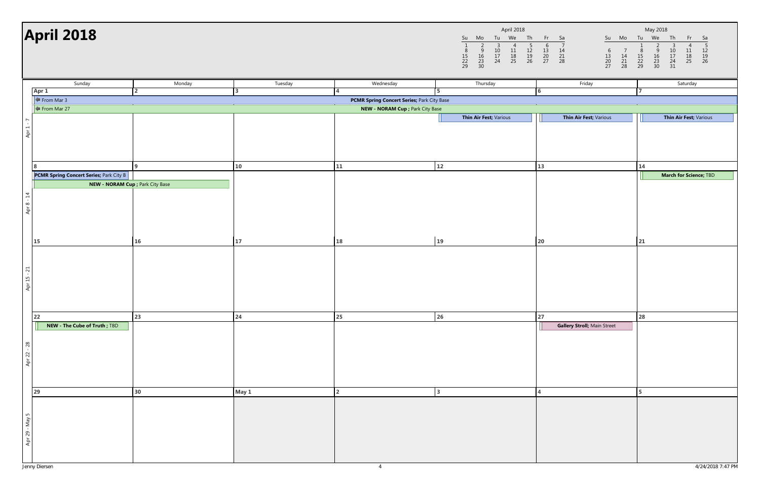# April 2018

**April 2018**

| Su | Mo | Tu | We | Th | Fr | Sa |
|---|---|---|---|---|---|---|
| 1 | 2 | 3 | 4 | 5 | 6 | 7 |
| 8 | 9 | 10 | 11 | 12 | 13 | 14 |
| 15 | 16 | 17 | 18 | 19 | 20 | 21 |
| 22 | 23 | 24 | 25 | 26 | 27 | 28 |
| 29 | 30 | | | | | |

**May 2018**

| Su | Mo | Tu | We | Th | Fr | Sa |
|---|---|---|---|---|---|---|
| | | 1 | 2 | 3 | 4 | 5 |
| 6 | 7 | 8 | 9 | 10 | 11 | 12 |
| 13 | 14 | 15 | 16 | 17 | 18 | 19 |
| 20 | 21 | 22 | 23 | 24 | 25 | 26 |
| 27 | 28 | 29 | 30 | 31 | | |

| | Sunday | Monday | Tuesday | Wednesday | Thursday | Friday | Saturday |
|---|---|---|---|---|---|---|---|
| Apr 1 - 7 | Apr 1 | 2 | 3 | 4 | 5 | 6 | 7 |
| | From Mar 3 — **PCMR Spring Concert Series;** Park City Base (through Apr 7) | | | | | | |
| | From Mar 27 — **NEW - NORAM Cup ;** Park City Base (through Apr 7) | | | | | | |
| | | | | | **Thin Air Fest;** Various | **Thin Air Fest;** Various | **Thin Air Fest;** Various |
| Apr 8 - 14 | 8 | 9 | 10 | 11 | 12 | 13 | 14 |
| | **PCMR Spring Concert Series;** Park City B | | | | | | **March for Science;** TBD |
| | **NEW - NORAM Cup ;** Park City Base (Apr 8 - 9) | | | | | | |
| Apr 15 - 21 | 15 | 16 | 17 | 18 | 19 | 20 | 21 |
| Apr 22 - 28 | 22 | 23 | 24 | 25 | 26 | 27 | 28 |
| | **NEW - The Cube of Truth ;** TBD | | | | | **Gallery Stroll;** Main Street | |
| Apr 29 - May 5 | 29 | 30 | May 1 | 2 | 3 | 4 | 5 |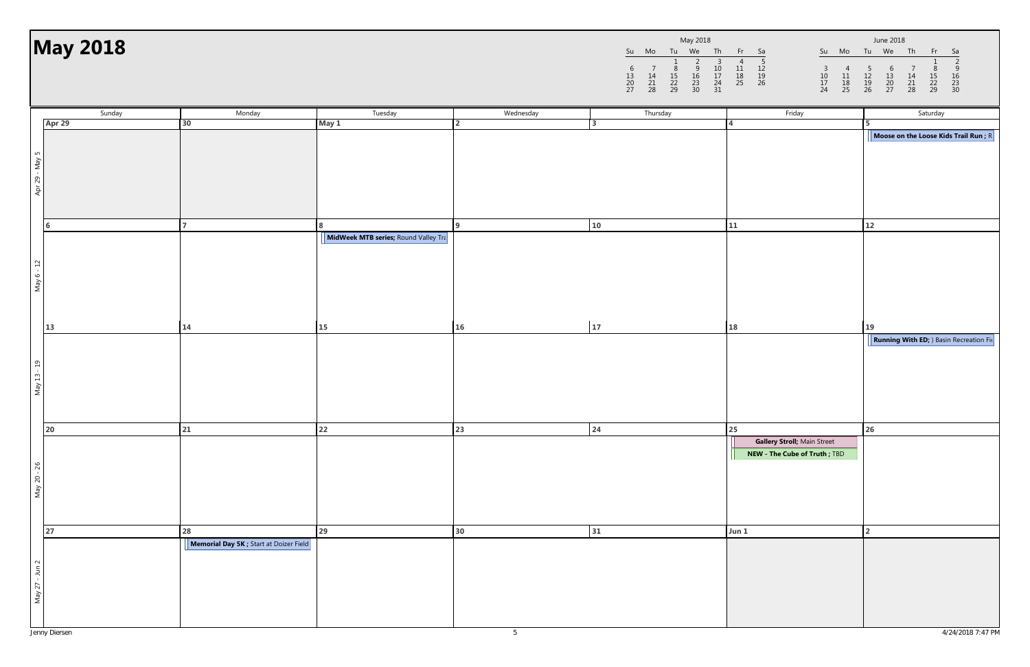# May 2018

| | Sunday | Monday | Tuesday | Wednesday | Thursday | Friday | Saturday |
|---|---|---|---|---|---|---|---|
| Apr 29 - May 5 | Apr 29 | 30 | May 1 | 2 | 3 | 4 | 5<br>**Moose on the Loose Kids Trail Run ;** R |
| May 6 - 12 | 6 | 7 | 8<br>**MidWeek MTB series;** Round Valley Tra | 9 | 10 | 11 | 12 |
| May 13 - 19 | 13 | 14 | 15 | 16 | 17 | 18 | 19<br>**Running With ED;** ) Basin Recreation Fi |
| May 20 - 26 | 20 | 21 | 22 | 23 | 24 | 25<br>**Gallery Stroll;** Main Street<br>**NEW - The Cube of Truth ;** TBD | 26 |
| May 27 - Jun 2 | 27 | 28<br>**Memorial Day 5K ;** Start at Doizer Field | 29 | 30 | 31 | Jun 1 | 2 |

Jenny Diersen

4/24/2018 7:47 PM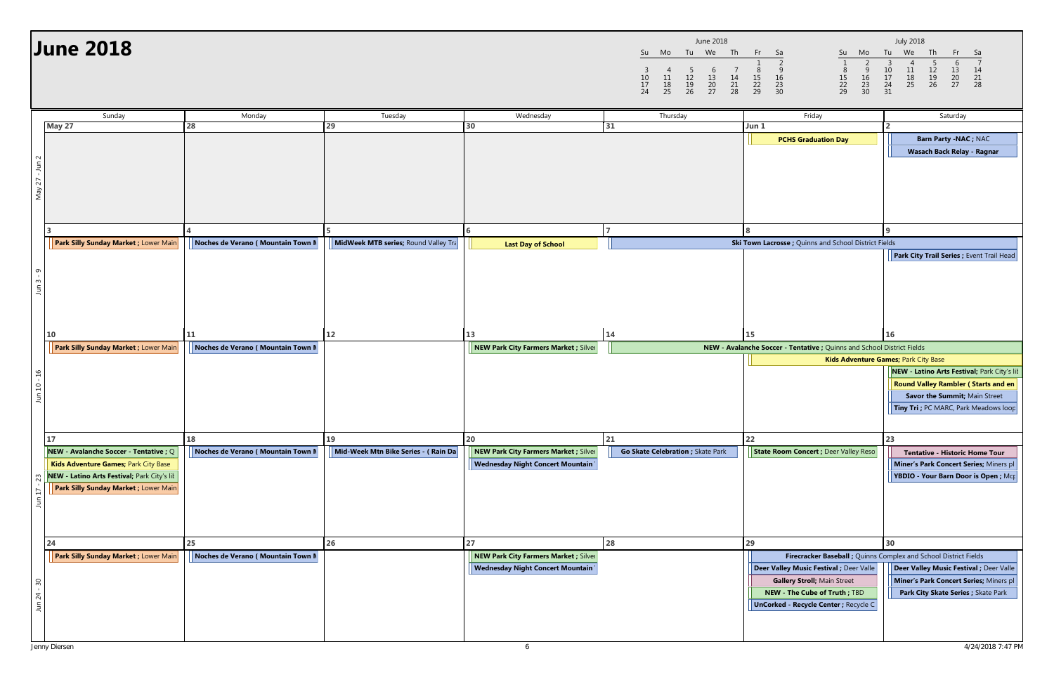# June 2018

| June 2018 | | | | | | |
|---|---|---|---|---|---|---|
| Su | Mo | Tu | We | Th | Fr | Sa |
| | | | | | 1 | 2 |
| 3 | 4 | 5 | 6 | 7 | 8 | 9 |
| 10 | 11 | 12 | 13 | 14 | 15 | 16 |
| 17 | 18 | 19 | 20 | 21 | 22 | 23 |
| 24 | 25 | 26 | 27 | 28 | 29 | 30 |

| July 2018 | | | | | | |
|---|---|---|---|---|---|---|
| Su | Mo | Tu | We | Th | Fr | Sa |
| 1 | 2 | 3 | 4 | 5 | 6 | 7 |
| 8 | 9 | 10 | 11 | 12 | 13 | 14 |
| 15 | 16 | 17 | 18 | 19 | 20 | 21 |
| 22 | 23 | 24 | 25 | 26 | 27 | 28 |
| 29 | 30 | 31 | | | | |

| | Sunday | Monday | Tuesday | Wednesday | Thursday | Friday | Saturday |
|---|---|---|---|---|---|---|---|
| May 27 - Jun 2 | May 27 | 28 | 29 | 30 | 31 | Jun 1<br>**PCHS Graduation Day** | 2<br>**Barn Party -NAC ;** NAC<br>**Wasach Back Relay - Ragnar** |
| Jun 3 - 9 | 3<br>**Park Silly Sunday Market ;** Lower Main | 4<br>**Noches de Verano ( Mountain Town M** | 5<br>**MidWeek MTB series;** Round Valley Tra | 6<br>**Last Day of School** | 7<br>**Ski Town Lacrosse ;** Quinns and School District Fields (Jun 7 - 9) | 8 | 9<br>**Park City Trail Series ;** Event Trail Head |
| Jun 10 - 16 | 10<br>**Park Silly Sunday Market ;** Lower Main | 11<br>**Noches de Verano ( Mountain Town M** | 12 | 13<br>**NEW Park City Farmers Market ;** Silver | 14<br>**NEW - Avalanche Soccer - Tentative ;** Quinns and School District Fields (Jun 14 - 16) | 15<br>**Kids Adventure Games;** Park City Base (Jun 15 - 16) | 16<br>**NEW - Latino Arts Festival;** Park City's lit<br>**Round Valley Rambler ( Starts and en**<br>**Savor the Summit;** Main Street<br>**Tiny Tri ;** PC MARC, Park Meadows loop |
| Jun 17 - 23 | 17<br>**NEW - Avalanche Soccer - Tentative ;** Q<br>**Kids Adventure Games;** Park City Base<br>**NEW - Latino Arts Festival;** Park City's lit<br>**Park Silly Sunday Market ;** Lower Main | 18<br>**Noches de Verano ( Mountain Town M** | 19<br>**Mid-Week Mtn Bike Series - ( Rain Da** | 20<br>**NEW Park City Farmers Market ;** Silver<br>**Wednesday Night Concert Mountain** | 21<br>**Go Skate Celebration ;** Skate Park | 22<br>**State Room Concert ;** Deer Valley Reso | 23<br>**Tentative - Historic Home Tour**<br>**Miner's Park Concert Series;** Miners pl<br>**YBDIO - Your Barn Door is Open ;** Mcp |
| Jun 24 - 30 | 24<br>**Park Silly Sunday Market ;** Lower Main | 25<br>**Noches de Verano ( Mountain Town M** | 26 | 27<br>**NEW Park City Farmers Market ;** Silver<br>**Wednesday Night Concert Mountain** | 28 | 29<br>**Firecracker Baseball ;** Quinns Complex and School District Fields (Jun 29 - 30)<br>**Deer Valley Music Festival ;** Deer Valle<br>**Gallery Stroll;** Main Street<br>**NEW - The Cube of Truth ;** TBD<br>**UnCorked - Recycle Center ;** Recycle C | 30<br>**Deer Valley Music Festival ;** Deer Valle<br>**Miner's Park Concert Series;** Miners pl<br>**Park City Skate Series ;** Skate Park |

Jenny Diersen

4/24/2018 7:47 PM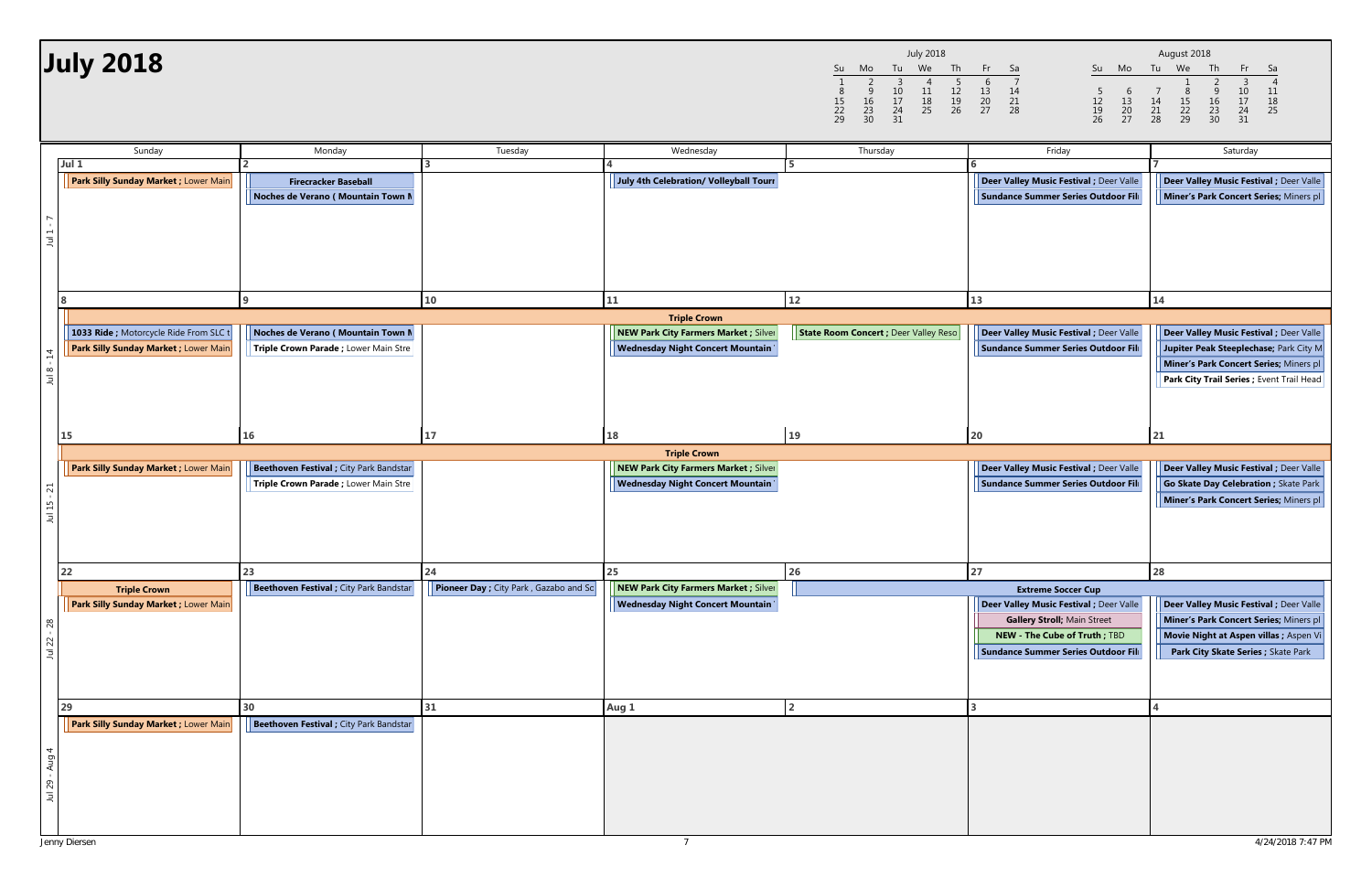# July 2018

| | Sunday | Monday | Tuesday | Wednesday | Thursday | Friday | Saturday |
|---|---|---|---|---|---|---|---|
| Jul 1 - 7 | **Jul 1**<br>**Park Silly Sunday Market ;** Lower Main | **2**<br>**Firecracker Baseball**<br>**Noches de Verano ( Mountain Town M** | **3** | **4**<br>**July 4th Celebration/ Volleyball Tourr** | **5** | **6**<br>**Deer Valley Music Festival ;** Deer Valle<br>**Sundance Summer Series Outdoor Fil** | **7**<br>**Deer Valley Music Festival ;** Deer Valle<br>**Miner's Park Concert Series;** Miners pl |
| Jul 8 - 14 | **8**<br>**Triple Crown** (Jul 8 - 14)<br>**1033 Ride ;** Motorcycle Ride From SLC t<br>**Park Silly Sunday Market ;** Lower Main | **9**<br>**Noches de Verano ( Mountain Town M**<br>**Triple Crown Parade ;** Lower Main Stre | **10** | **11**<br>**NEW Park City Farmers Market ;** Silver<br>**Wednesday Night Concert Mountain** | **12**<br>**State Room Concert ;** Deer Valley Reso | **13**<br>**Deer Valley Music Festival ;** Deer Valle<br>**Sundance Summer Series Outdoor Fil** | **14**<br>**Deer Valley Music Festival ;** Deer Valle<br>**Jupiter Peak Steeplechase;** Park City M<br>**Miner's Park Concert Series;** Miners pl<br>**Park City Trail Series ;** Event Trail Head |
| Jul 15 - 21 | **15**<br>**Triple Crown** (Jul 15 - 21)<br>**Park Silly Sunday Market ;** Lower Main | **16**<br>**Beethoven Festival ;** City Park Bandstar<br>**Triple Crown Parade ;** Lower Main Stre | **17** | **18**<br>**NEW Park City Farmers Market ;** Silver<br>**Wednesday Night Concert Mountain** | **19** | **20**<br>**Deer Valley Music Festival ;** Deer Valle<br>**Sundance Summer Series Outdoor Fil** | **21**<br>**Deer Valley Music Festival ;** Deer Valle<br>**Go Skate Day Celebration ;** Skate Park<br>**Miner's Park Concert Series;** Miners pl |
| Jul 22 - 28 | **22**<br>**Triple Crown**<br>**Park Silly Sunday Market ;** Lower Main | **23**<br>**Beethoven Festival ;** City Park Bandstar | **24**<br>**Pioneer Day ;** City Park , Gazabo and Sc | **25**<br>**NEW Park City Farmers Market ;** Silver<br>**Wednesday Night Concert Mountain** | **26**<br>**Extreme Soccer Cup** (Jul 26 - 28) | **27**<br>**Deer Valley Music Festival ;** Deer Valle<br>**Gallery Stroll;** Main Street<br>**NEW - The Cube of Truth ;** TBD<br>**Sundance Summer Series Outdoor Fil** | **28**<br>**Deer Valley Music Festival ;** Deer Valle<br>**Miner's Park Concert Series;** Miners pl<br>**Movie Night at Aspen villas ;** Aspen Vi<br>**Park City Skate Series ;** Skate Park |
| Jul 29 - Aug 4 | **29**<br>**Park Silly Sunday Market ;** Lower Main | **30**<br>**Beethoven Festival ;** City Park Bandstar | **31** | **Aug 1** | **2** | **3** | **4** |

Jenny Diersen

4/24/2018 7:47 PM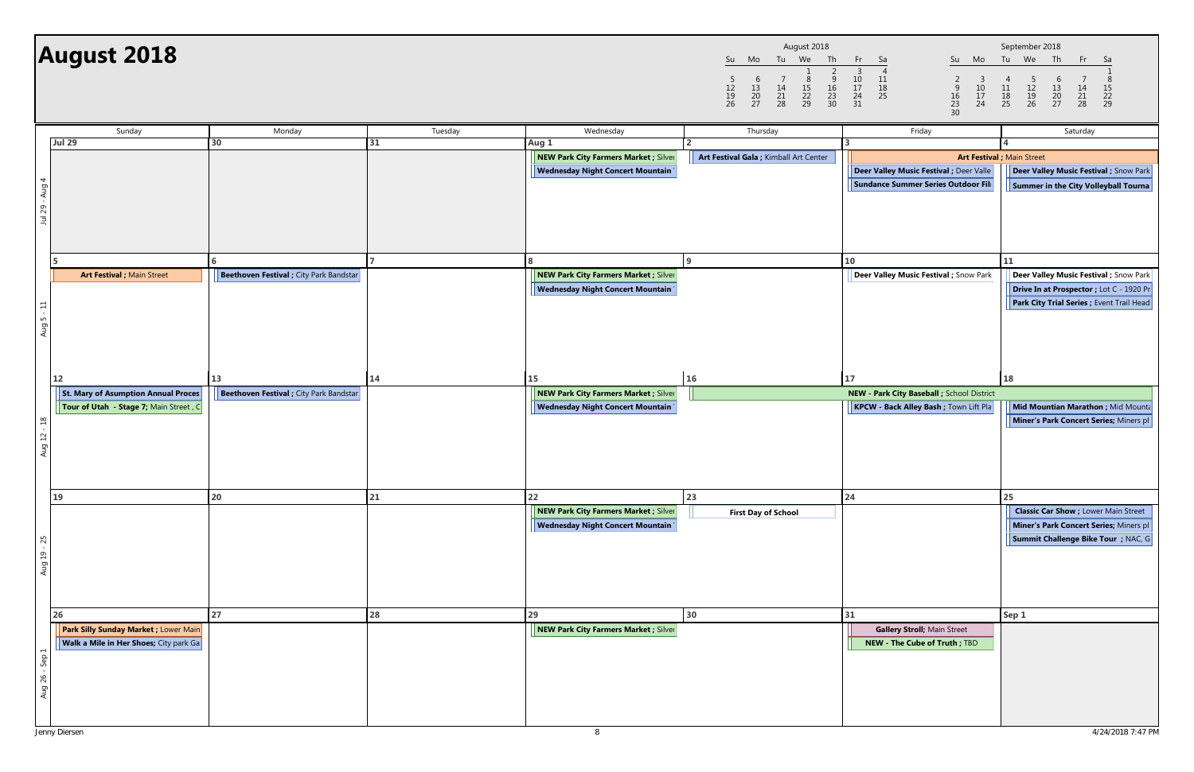# August 2018

| August 2018 | | | | | | |
|---|---|---|---|---|---|---|
| Su | Mo | Tu | We | Th | Fr | Sa |
| | | | 1 | 2 | 3 | 4 |
| 5 | 6 | 7 | 8 | 9 | 10 | 11 |
| 12 | 13 | 14 | 15 | 16 | 17 | 18 |
| 19 | 20 | 21 | 22 | 23 | 24 | 25 |
| 26 | 27 | 28 | 29 | 30 | 31 | |

| September 2018 | | | | | | |
|---|---|---|---|---|---|---|
| Su | Mo | Tu | We | Th | Fr | Sa |
| | | | | | | 1 |
| 2 | 3 | 4 | 5 | 6 | 7 | 8 |
| 9 | 10 | 11 | 12 | 13 | 14 | 15 |
| 16 | 17 | 18 | 19 | 20 | 21 | 22 |
| 23 | 24 | 25 | 26 | 27 | 28 | 29 |
| 30 | | | | | | |

| | Sunday | Monday | Tuesday | Wednesday | Thursday | Friday | Saturday |
|---|---|---|---|---|---|---|---|
| Jul 29 - Aug 4 | **Jul 29** | **30** | **31** | **Aug 1**<br>**NEW Park City Farmers Market ;** Silve<br>**Wednesday Night Concert Mountain** | **2**<br>**Art Festival Gala ;** Kimball Art Center | **3**<br>**Art Festival ;** Main Street (Aug 3–5)<br>**Deer Valley Music Festival ;** Deer Valle<br>**Sundance Summer Series Outdoor Fil** | **4**<br>**Deer Valley Music Festival ;** Snow Park<br>**Summer in the City Volleyball Tourna** |
| Aug 5 - 11 | **5**<br>**Art Festival ;** Main Street | **6**<br>**Beethoven Festival ;** City Park Bandstar | **7** | **8**<br>**NEW Park City Farmers Market ;** Silve<br>**Wednesday Night Concert Mountain** | **9** | **10**<br>**Deer Valley Music Festival ;** Snow Park | **11**<br>**Deer Valley Music Festival ;** Snow Park<br>**Drive In at Prospector ;** Lot C - 1920 Pr<br>**Park City Trial Series ;** Event Trail Head |
| Aug 12 - 18 | **12**<br>**St. Mary of Asumption Annual Proces**<br>**Tour of Utah - Stage 7;** Main Street , C | **13**<br>**Beethoven Festival ;** City Park Bandstar | **14** | **15**<br>**NEW Park City Farmers Market ;** Silve<br>**Wednesday Night Concert Mountain** | **16**<br>**NEW - Park City Baseball ;** School District (Aug 16–18) | **17**<br>**KPCW - Back Alley Bash ;** Town Lift Pla | **18**<br>**Mid Mountain Marathon ;** Mid Mounta<br>**Miner's Park Concert Series;** Miners pl |
| Aug 19 - 25 | **19** | **20** | **21** | **22**<br>**NEW Park City Farmers Market ;** Silve<br>**Wednesday Night Concert Mountain** | **23**<br>**First Day of School** | **24** | **25**<br>**Classic Car Show ;** Lower Main Street<br>**Miner's Park Concert Series;** Miners pl<br>**Summit Challenge Bike Tour ;** NAC, G |
| Aug 26 - Sep 1 | **26**<br>**Park Silly Sunday Market ;** Lower Main<br>**Walk a Mile in Her Shoes;** City park Ga | **27** | **28** | **29**<br>**NEW Park City Farmers Market ;** Silve | **30** | **31**<br>**Gallery Stroll;** Main Street<br>**NEW - The Cube of Truth ;** TBD | **Sep 1** |

Jenny Diersen

4/24/2018 7:47 PM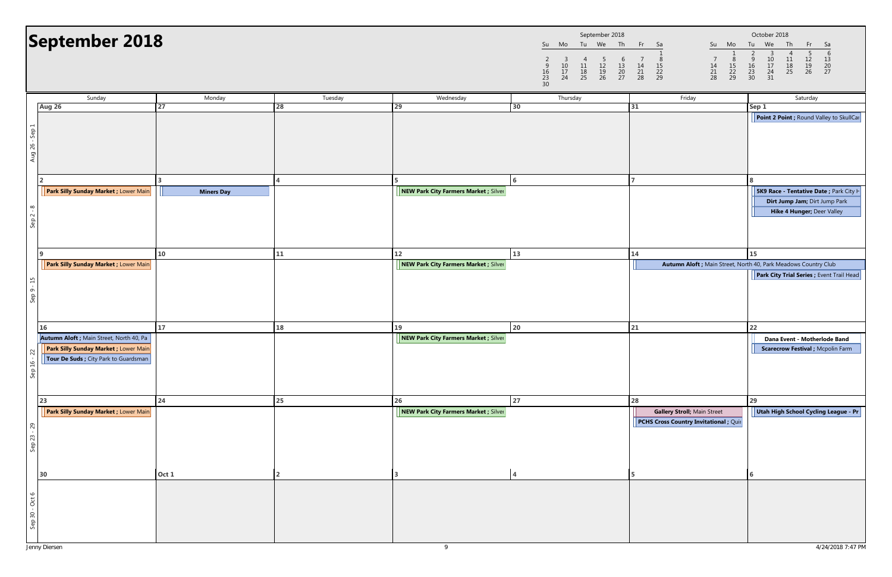# September 2018

| September 2018 | | | | | | |
|---|---|---|---|---|---|---|
| Su | Mo | Tu | We | Th | Fr | Sa |
| | | | | | | 1 |
| 2 | 3 | 4 | 5 | 6 | 7 | 8 |
| 9 | 10 | 11 | 12 | 13 | 14 | 15 |
| 16 | 17 | 18 | 19 | 20 | 21 | 22 |
| 23 | 24 | 25 | 26 | 27 | 28 | 29 |
| 30 | | | | | | |

| October 2018 | | | | | | |
|---|---|---|---|---|---|---|
| Su | Mo | Tu | We | Th | Fr | Sa |
| | 1 | 2 | 3 | 4 | 5 | 6 |
| 7 | 8 | 9 | 10 | 11 | 12 | 13 |
| 14 | 15 | 16 | 17 | 18 | 19 | 20 |
| 21 | 22 | 23 | 24 | 25 | 26 | 27 |
| 28 | 29 | 30 | 31 | | | |

| | Sunday | Monday | Tuesday | Wednesday | Thursday | Friday | Saturday |
|---|---|---|---|---|---|---|---|
| Aug 26 - Sep 1 | **Aug 26** | **27** | **28** | **29** | **30** | **31** | **Sep 1**<br>**Point 2 Point ;** Round Valley to SkullCar |
| Sep 2 - 8 | **2**<br>**Park Silly Sunday Market ;** Lower Main | **3**<br>**Miners Day** | **4** | **5**<br>**NEW Park City Farmers Market ;** Silver | **6** | **7** | **8**<br>**5K9 Race - Tentative Date ;** Park City H<br>**Dirt Jump Jam;** Dirt Jump Park<br>**Hike 4 Hunger;** Deer Valley |
| Sep 9 - 15 | **9**<br>**Park Silly Sunday Market ;** Lower Main | **10** | **11** | **12**<br>**NEW Park City Farmers Market ;** Silver | **13** | **14**<br>**Autumn Aloft ;** Main Street, North 40, Park Meadows Country Club | **15**<br>**Park City Trial Series ;** Event Trail Head |
| Sep 16 - 22 | **16**<br>**Autumn Aloft ;** Main Street, North 40, Pa<br>**Park Silly Sunday Market ;** Lower Main<br>**Tour De Suds ;** City Park to Guardsman | **17** | **18** | **19**<br>**NEW Park City Farmers Market ;** Silver | **20** | **21** | **22**<br>**Dana Event - Motherlode Band**<br>**Scarecrow Festival ;** Mcpolin Farm |
| Sep 23 - 29 | **23**<br>**Park Silly Sunday Market ;** Lower Main | **24** | **25** | **26**<br>**NEW Park City Farmers Market ;** Silver | **27** | **28**<br>**Gallery Stroll;** Main Street<br>**PCHS Cross Country Invitational ;** Quir | **29**<br>**Utah High School Cycling League - Pr** |
| Sep 30 - Oct 6 | **30** | **Oct 1** | **2** | **3** | **4** | **5** | **6** |

Jenny Diersen

4/24/2018 7:47 PM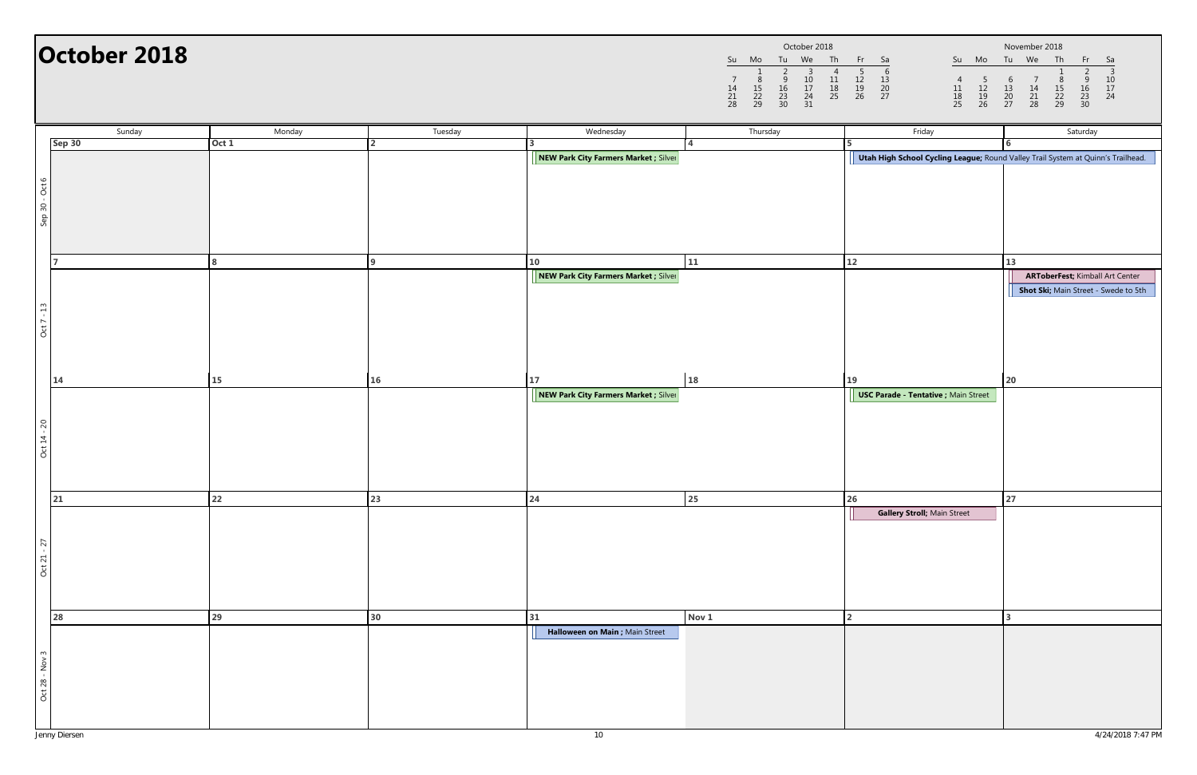# October 2018

| | Sunday | Monday | Tuesday | Wednesday | Thursday | Friday | Saturday |
|---|---|---|---|---|---|---|---|
| Sep 30 - Oct 6 | Sep 30 | Oct 1 | 2 | 3<br>**NEW Park City Farmers Market ;** Silver | 4 | 5<br>**Utah High School Cycling League;** Round Valley Trail System at Quinn's Trailhead. | 6 |
| Oct 7 - 13 | 7 | 8 | 9 | 10<br>**NEW Park City Farmers Market ;** Silver | 11 | 12 | 13<br>**ARToberFest;** Kimball Art Center<br>**Shot Ski;** Main Street - Swede to 5th |
| Oct 14 - 20 | 14 | 15 | 16 | 17<br>**NEW Park City Farmers Market ;** Silver | 18 | 19<br>**USC Parade - Tentative ;** Main Street | 20 |
| Oct 21 - 27 | 21 | 22 | 23 | 24 | 25 | 26<br>**Gallery Stroll;** Main Street | 27 |
| Oct 28 - Nov 3 | 28 | 29 | 30 | 31<br>**Halloween on Main ;** Main Street | Nov 1 | 2 | 3 |

Jenny Diersen

4/24/2018 7:47 PM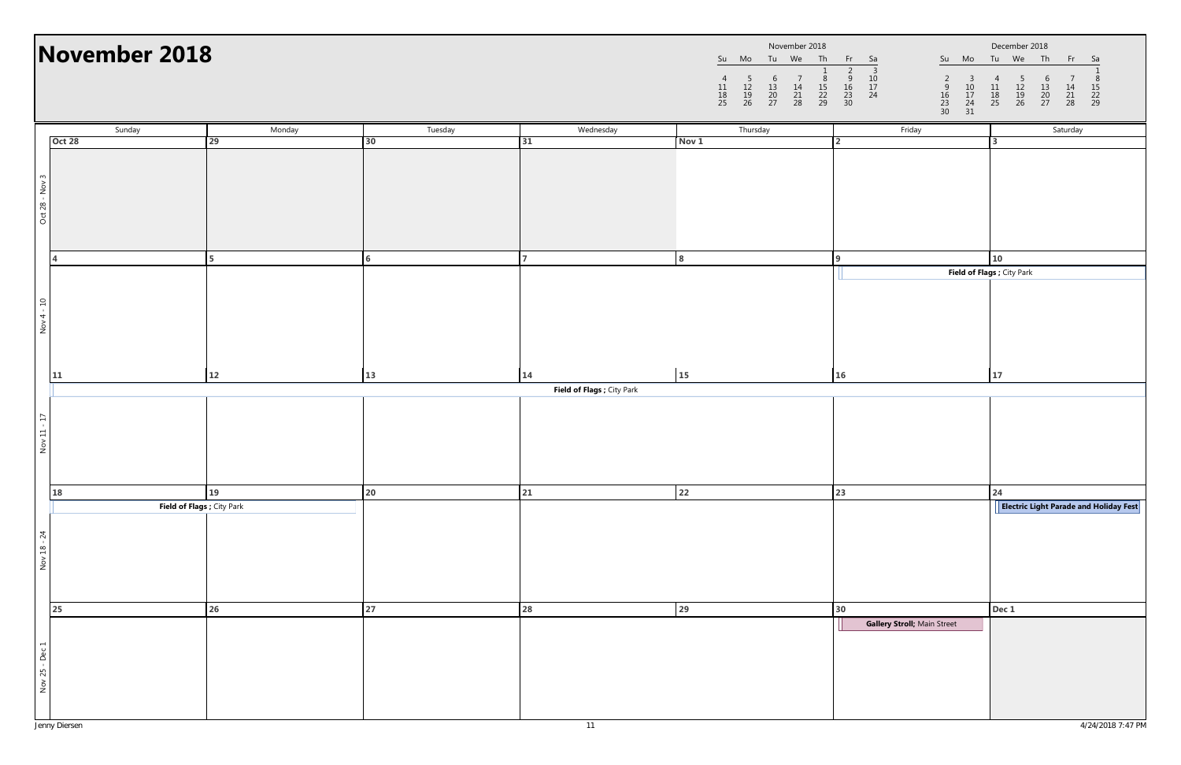# November 2018

**November 2018**

| Su | Mo | Tu | We | Th | Fr | Sa |
|---|---|---|---|---|---|---|
| | | | | 1 | 2 | 3 |
| 4 | 5 | 6 | 7 | 8 | 9 | 10 |
| 11 | 12 | 13 | 14 | 15 | 16 | 17 |
| 18 | 19 | 20 | 21 | 22 | 23 | 24 |
| 25 | 26 | 27 | 28 | 29 | 30 | |

**December 2018**

| Su | Mo | Tu | We | Th | Fr | Sa |
|---|---|---|---|---|---|---|
| | | | | | | 1 |
| 2 | 3 | 4 | 5 | 6 | 7 | 8 |
| 9 | 10 | 11 | 12 | 13 | 14 | 15 |
| 16 | 17 | 18 | 19 | 20 | 21 | 22 |
| 23 | 24 | 25 | 26 | 27 | 28 | 29 |
| 30 | 31 | | | | | |

| | Sunday | Monday | Tuesday | Wednesday | Thursday | Friday | Saturday |
|---|---|---|---|---|---|---|---|
| Oct 28 - Nov 3 | Oct 28 | 29 | 30 | 31 | Nov 1 | 2 | 3 |
| Nov 4 - 10 | 4 | 5 | 6 | 7 | 8 | 9 **Field of Flags ;** City Park | 10 **Field of Flags ;** City Park |
| Nov 11 - 17 | 11 **Field of Flags ;** City Park | 12 **Field of Flags ;** City Park | 13 **Field of Flags ;** City Park | 14 **Field of Flags ;** City Park | 15 **Field of Flags ;** City Park | 16 **Field of Flags ;** City Park | 17 **Field of Flags ;** City Park |
| Nov 18 - 24 | 18 **Field of Flags ;** City Park | 19 **Field of Flags ;** City Park | 20 | 21 | 22 | 23 | 24 **Electric Light Parade and Holiday Fest** |
| Nov 25 - Dec 1 | 25 | 26 | 27 | 28 | 29 | 30 **Gallery Stroll;** Main Street | Dec 1 |

Jenny Diersen

4/24/2018 7:47 PM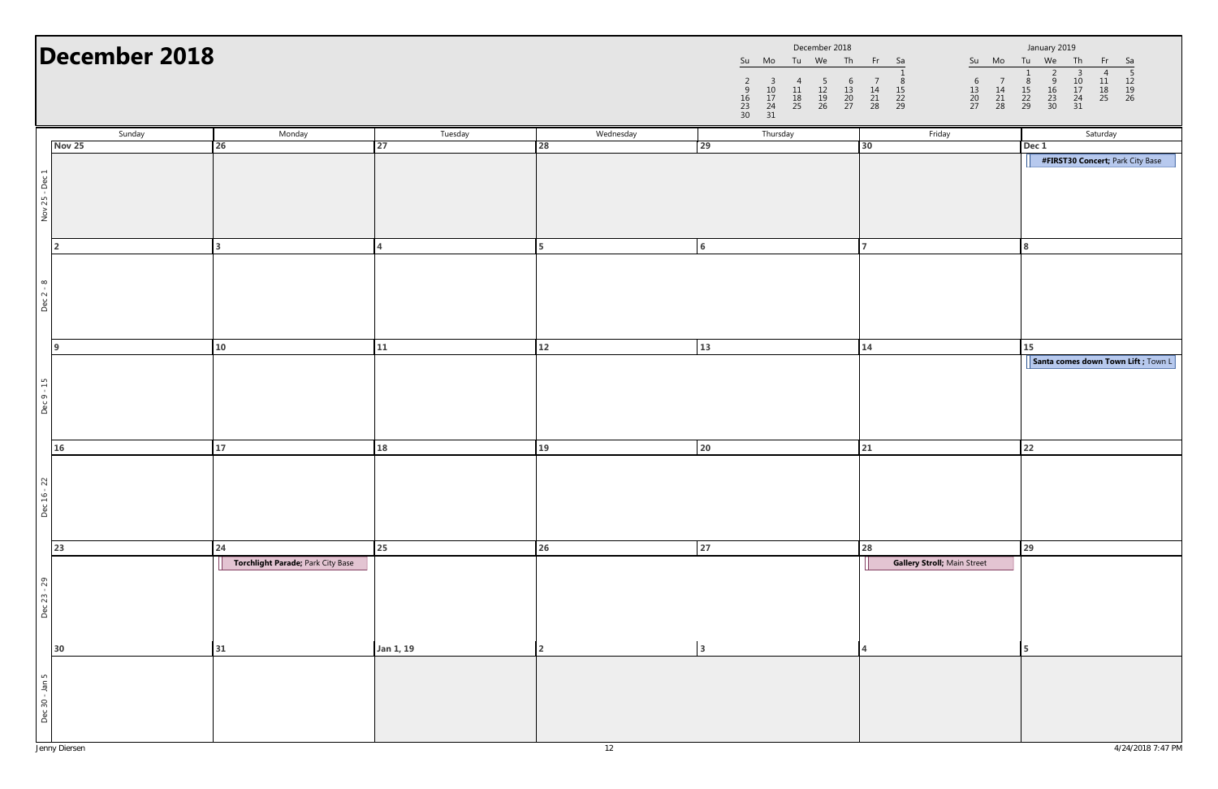# December 2018

| | Sunday | Monday | Tuesday | Wednesday | Thursday | Friday | Saturday |
|---|---|---|---|---|---|---|---|
| Nov 25 - Dec 1 | Nov 25 | 26 | 27 | 28 | 29 | 30 | Dec 1<br>**#FIRST30 Concert;** Park City Base |
| Dec 2 - 8 | 2 | 3 | 4 | 5 | 6 | 7 | 8 |
| Dec 9 - 15 | 9 | 10 | 11 | 12 | 13 | 14 | 15<br>**Santa comes down Town Lift ;** Town L |
| Dec 16 - 22 | 16 | 17 | 18 | 19 | 20 | 21 | 22 |
| Dec 23 - 29 | 23 | 24<br>**Torchlight Parade;** Park City Base | 25 | 26 | 27 | 28<br>**Gallery Stroll;** Main Street | 29 |
| Dec 30 - Jan 5 | 30 | 31 | Jan 1, 19 | 2 | 3 | 4 | 5 |

December 2018

| Su | Mo | Tu | We | Th | Fr | Sa |
|---|---|---|---|---|---|---|
| | | | | | | 1 |
| 2 | 3 | 4 | 5 | 6 | 7 | 8 |
| 9 | 10 | 11 | 12 | 13 | 14 | 15 |
| 16 | 17 | 18 | 19 | 20 | 21 | 22 |
| 23 | 24 | 25 | 26 | 27 | 28 | 29 |
| 30 | 31 | | | | | |

January 2019

| Su | Mo | Tu | We | Th | Fr | Sa |
|---|---|---|---|---|---|---|
| | | 1 | 2 | 3 | 4 | 5 |
| 6 | 7 | 8 | 9 | 10 | 11 | 12 |
| 13 | 14 | 15 | 16 | 17 | 18 | 19 |
| 20 | 21 | 22 | 23 | 24 | 25 | 26 |
| 27 | 28 | 29 | 30 | 31 | | |

Jenny Diersen

4/24/2018 7:47 PM